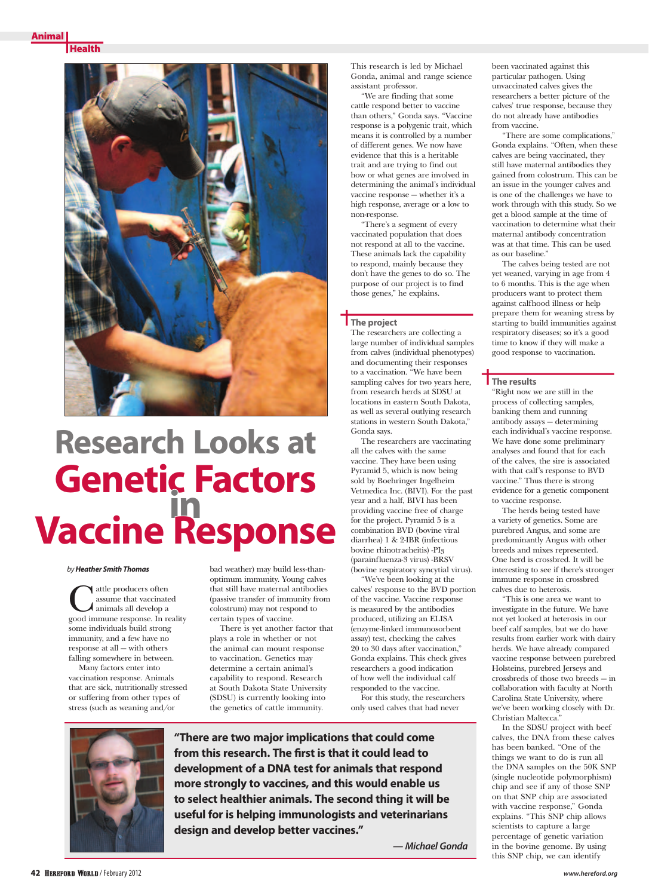# Research Looks at Genetic Factors in Vaccine Response

*by Heather Smith Thomas*

Cattle producers often assume that vaccinated animals all develop a good immune response. In reality some individuals build strong immunity, and a few have no response at all — with others falling somewhere in between.

Many factors enter into vaccination response. Animals that are sick, nutritionally stressed or suffering from other types of stress (such as weaning and/or bad weather) may build less-than-optimum immunity. Young calves that still have maternal antibodies (passive transfer of immunity from colostrum) may not respond to certain types of vaccine.

There is yet another factor that plays a role in whether or not the animal can mount response to vaccination. Genetics may determine a certain animal's capability to respond. Research at South Dakota State University (SDSU) is currently looking into the genetics of cattle immunity.

This research is led by Michael Gonda, animal and range science assistant professor.

"We are finding that some cattle respond better to vaccine than others," Gonda says. "Vaccine response is a polygenic trait, which means it is controlled by a number of different genes. We now have evidence that this is a heritable trait and are trying to find out how or what genes are involved in determining the animal's individual vaccine response — whether it's a high response, average or a low to non-response.

"There's a segment of every vaccinated population that does not respond at all to the vaccine. These animals lack the capability to respond, mainly because they don't have the genes to do so. The purpose of our project is to find those genes," he explains.

## The project

The researchers are collecting a large number of individual samples from calves (individual phenotypes) and documenting their responses to a vaccination. "We have been sampling calves for two years here, from research herds at SDSU at locations in eastern South Dakota, as well as several outlying research stations in western South Dakota," Gonda says.

The researchers are vaccinating all the calves with the same vaccine. They have been using Pyramid 5, which is now being sold by Boehringer Ingelheim Vetmedica Inc. (BIVI). For the past year and a half, BIVI has been providing vaccine free of charge for the project. Pyramid 5 is a combination BVD (bovine viral diarrhea) 1 & 2-IBR (infectious bovine rhinotracheitis) -PI3 (parainfluenza-3 virus) -BRSV (bovine respiratory syncytial virus).

"We've been looking at the calves' response to the BVD portion of the vaccine. Vaccine response is measured by the antibodies produced, utilizing an ELISA (enzyme-linked immunosorbent assay) test, checking the calves 20 to 30 days after vaccination," Gonda explains. This check gives researchers a good indication of how well the individual calf responded to the vaccine.

For this study, the researchers only used calves that had never been vaccinated against this particular pathogen. Using unvaccinated calves gives the researchers a better picture of the calves' true response, because they do not already have antibodies from vaccine.

"There are some complications," Gonda explains. "Often, when these calves are being vaccinated, they still have maternal antibodies they gained from colostrum. This can be an issue in the younger calves and is one of the challenges we have to work through with this study. So we get a blood sample at the time of vaccination to determine what their maternal antibody concentration was at that time. This can be used as our baseline."

The calves being tested are not yet weaned, varying in age from 4 to 6 months. This is the age when producers want to protect them against calfhood illness or help prepare them for weaning stress by starting to build immunities against respiratory diseases; so it's a good time to know if they will make a good response to vaccination.

## The results

"Right now we are still in the process of collecting samples, banking them and running antibody assays — determining each individual's vaccine response. We have done some preliminary analyses and found that for each of the calves, the sire is associated with that calf's response to BVD vaccine." Thus there is strong evidence for a genetic component to vaccine response.

The herds being tested have a variety of genetics. Some are purebred Angus, and some are predominantly Angus with other breeds and mixes represented. One herd is crossbred. It will be interesting to see if there's stronger immune response in crossbred calves due to heterosis.

"This is one area we want to investigate in the future. We have not yet looked at heterosis in our beef calf samples, but we do have results from earlier work with dairy herds. We have already compared vaccine response between purebred Holsteins, purebred Jerseys and crossbreds of those two breeds — in collaboration with faculty at North Carolina State University, where we've been working closely with Dr. Christian Maltecca."

In the SDSU project with beef calves, the DNA from these calves has been banked. "One of the things we want to do is run all the DNA samples on the 50K SNP (single nucleotide polymorphism) chip and see if any of those SNP on that SNP chip are associated with vaccine response," Gonda explains. "This SNP chip allows scientists to capture a large percentage of genetic variation in the bovine genome. By using this SNP chip, we can identify

> **"There are two major implications that could come from this research. The first is that it could lead to development of a DNA test for animals that respond more strongly to vaccines, and this would enable us to select healthier animals. The second thing it will be useful for is helping immunologists and veterinarians design and develop better vaccines."**
>
> *— Michael Gonda*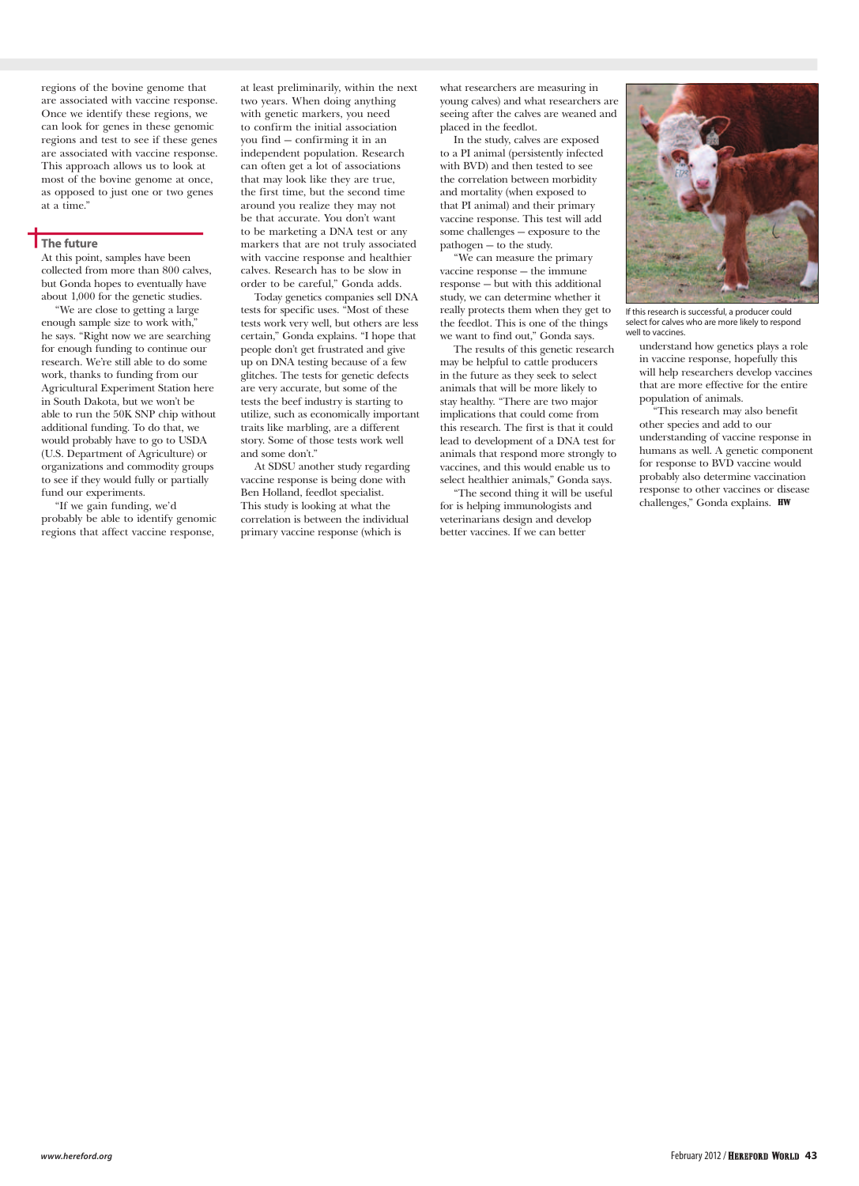regions of the bovine genome that are associated with vaccine response. Once we identify these regions, we can look for genes in these genomic regions and test to see if these genes are associated with vaccine response. This approach allows us to look at most of the bovine genome at once, as opposed to just one or two genes at a time."

## The future

At this point, samples have been collected from more than 800 calves, but Gonda hopes to eventually have about 1,000 for the genetic studies.

"We are close to getting a large enough sample size to work with," he says. "Right now we are searching for enough funding to continue our research. We're still able to do some work, thanks to funding from our Agricultural Experiment Station here in South Dakota, but we won't be able to run the 50K SNP chip without additional funding. To do that, we would probably have to go to USDA (U.S. Department of Agriculture) or organizations and commodity groups to see if they would fully or partially fund our experiments.

"If we gain funding, we'd probably be able to identify genomic regions that affect vaccine response, at least preliminarily, within the next two years. When doing anything with genetic markers, you need to confirm the initial association you find — confirming it in an independent population. Research can often get a lot of associations that may look like they are true, the first time, but the second time around you realize they may not be that accurate. You don't want to be marketing a DNA test or any markers that are not truly associated with vaccine response and healthier calves. Research has to be slow in order to be careful," Gonda adds.

Today genetics companies sell DNA tests for specific uses. "Most of these tests work very well, but others are less certain," Gonda explains. "I hope that people don't get frustrated and give up on DNA testing because of a few glitches. The tests for genetic defects are very accurate, but some of the tests the beef industry is starting to utilize, such as economically important traits like marbling, are a different story. Some of those tests work well and some don't."

At SDSU another study regarding vaccine response is being done with Ben Holland, feedlot specialist. This study is looking at what the correlation is between the individual primary vaccine response (which is what researchers are measuring in young calves) and what researchers are seeing after the calves are weaned and placed in the feedlot.

In the study, calves are exposed to a PI animal (persistently infected with BVD) and then tested to see the correlation between morbidity and mortality (when exposed to that PI animal) and their primary vaccine response. This test will add some challenges — exposure to the pathogen — to the study.

"We can measure the primary vaccine response — the immune response — but with this additional study, we can determine whether it really protects them when they get to the feedlot. This is one of the things we want to find out," Gonda says.

The results of this genetic research may be helpful to cattle producers in the future as they seek to select animals that will be more likely to stay healthy. "There are two major implications that could come from this research. The first is that it could lead to development of a DNA test for animals that respond more strongly to vaccines, and this would enable us to select healthier animals," Gonda says.

"The second thing it will be useful for is helping immunologists and veterinarians design and develop better vaccines. If we can better understand how genetics plays a role in vaccine response, hopefully this will help researchers develop vaccines that are more effective for the entire population of animals.

"This research may also benefit other species and add to our understanding of vaccine response in humans as well. A genetic component for response to BVD vaccine would probably also determine vaccination response to other vaccines or disease challenges," Gonda explains. HW

If this research is successful, a producer could select for calves who are more likely to respond well to vaccines.